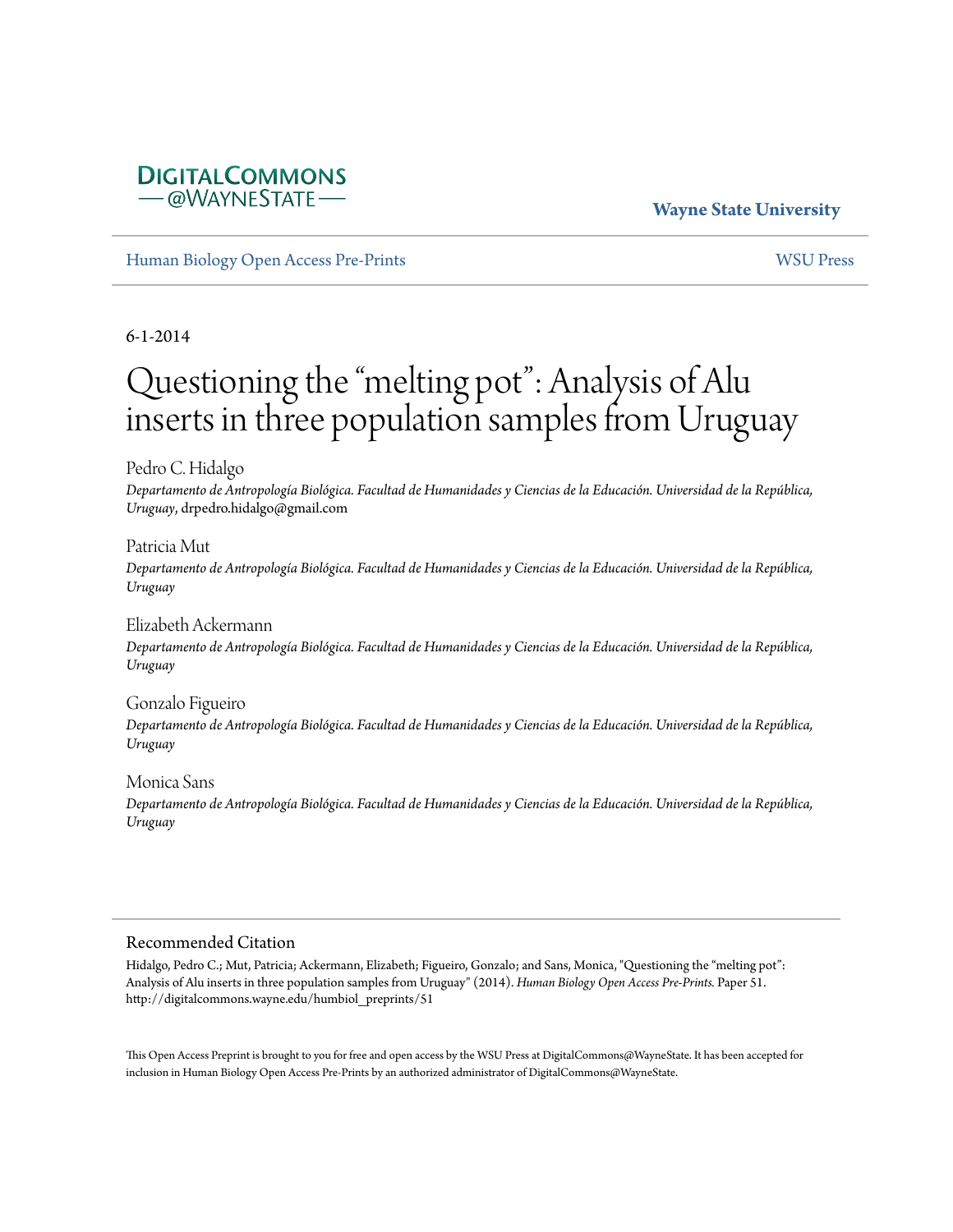DIGITALCOMMONS
— @WAYNESTATE —

**Wayne State University**

Human Biology Open Access Pre-Prints | WSU Press

6-1-2014

# Questioning the "melting pot": Analysis of Alu inserts in three population samples from Uruguay

Pedro C. Hidalgo
*Departamento de Antropología Biológica. Facultad de Humanidades y Ciencias de la Educación. Universidad de la República, Uruguay*, drpedro.hidalgo@gmail.com

Patricia Mut
*Departamento de Antropología Biológica. Facultad de Humanidades y Ciencias de la Educación. Universidad de la República, Uruguay*

Elizabeth Ackermann
*Departamento de Antropología Biológica. Facultad de Humanidades y Ciencias de la Educación. Universidad de la República, Uruguay*

Gonzalo Figueiro
*Departamento de Antropología Biológica. Facultad de Humanidades y Ciencias de la Educación. Universidad de la República, Uruguay*

Monica Sans
*Departamento de Antropología Biológica. Facultad de Humanidades y Ciencias de la Educación. Universidad de la República, Uruguay*

## Recommended Citation

Hidalgo, Pedro C.; Mut, Patricia; Ackermann, Elizabeth; Figueiro, Gonzalo; and Sans, Monica, "Questioning the "melting pot": Analysis of Alu inserts in three population samples from Uruguay" (2014). *Human Biology Open Access Pre-Prints*. Paper 51.
http://digitalcommons.wayne.edu/humbiol_preprints/51

This Open Access Preprint is brought to you for free and open access by the WSU Press at DigitalCommons@WayneState. It has been accepted for inclusion in Human Biology Open Access Pre-Prints by an authorized administrator of DigitalCommons@WayneState.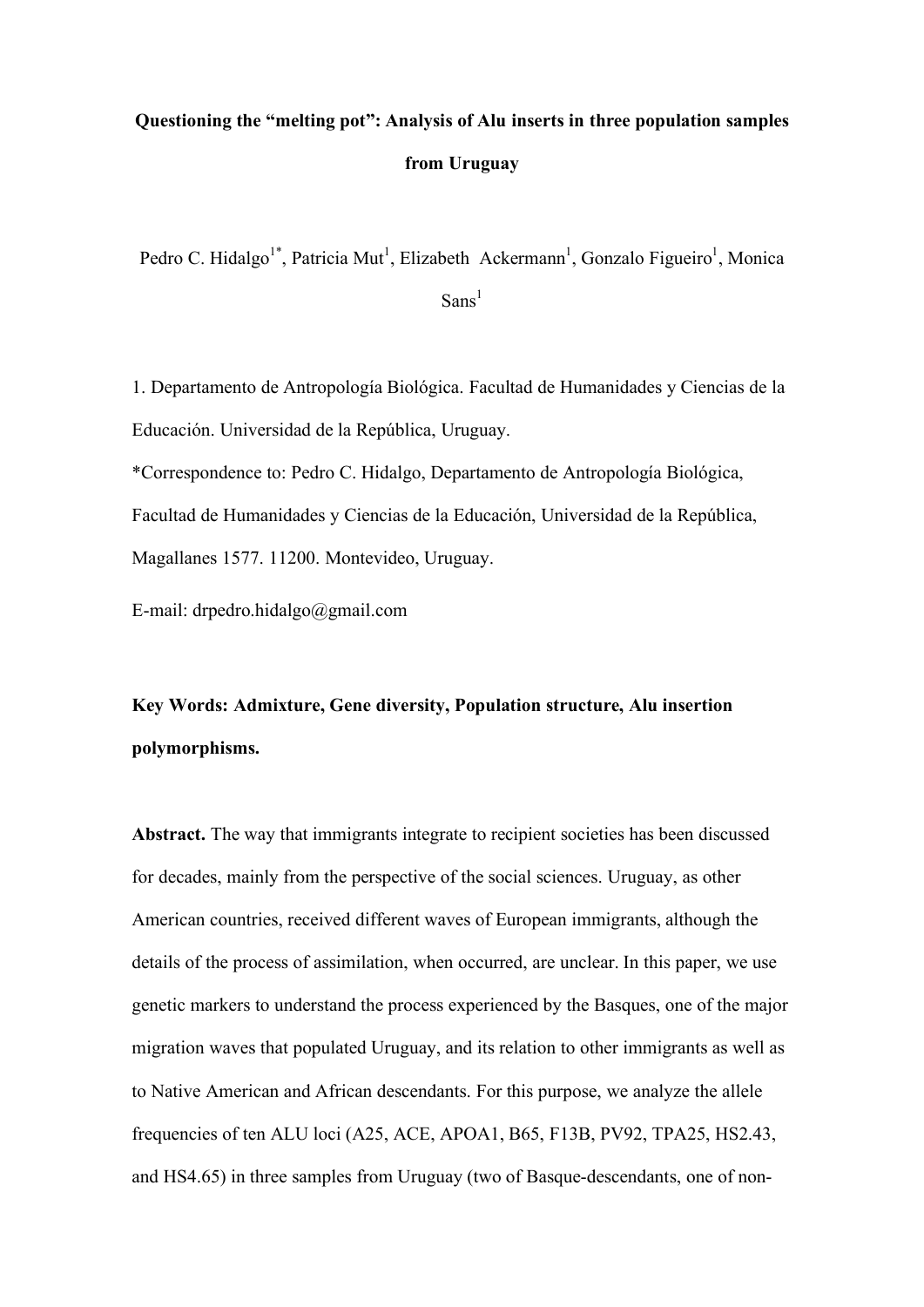**Questioning the "melting pot": Analysis of Alu inserts in three population samples from Uruguay**

Pedro C. Hidalgo[1*], Patricia Mut[1], Elizabeth Ackermann[1], Gonzalo Figueiro[1], Monica Sans[1]

1. Departamento de Antropología Biológica. Facultad de Humanidades y Ciencias de la Educación. Universidad de la República, Uruguay.

*Correspondence to: Pedro C. Hidalgo, Departamento de Antropología Biológica, Facultad de Humanidades y Ciencias de la Educación, Universidad de la República, Magallanes 1577. 11200. Montevideo, Uruguay.

E-mail: drpedro.hidalgo@gmail.com

**Key Words: Admixture, Gene diversity, Population structure, Alu insertion polymorphisms.**

**Abstract.** The way that immigrants integrate to recipient societies has been discussed for decades, mainly from the perspective of the social sciences. Uruguay, as other American countries, received different waves of European immigrants, although the details of the process of assimilation, when occurred, are unclear. In this paper, we use genetic markers to understand the process experienced by the Basques, one of the major migration waves that populated Uruguay, and its relation to other immigrants as well as to Native American and African descendants. For this purpose, we analyze the allele frequencies of ten ALU loci (A25, ACE, APOA1, B65, F13B, PV92, TPA25, HS2.43, and HS4.65) in three samples from Uruguay (two of Basque-descendants, one of non-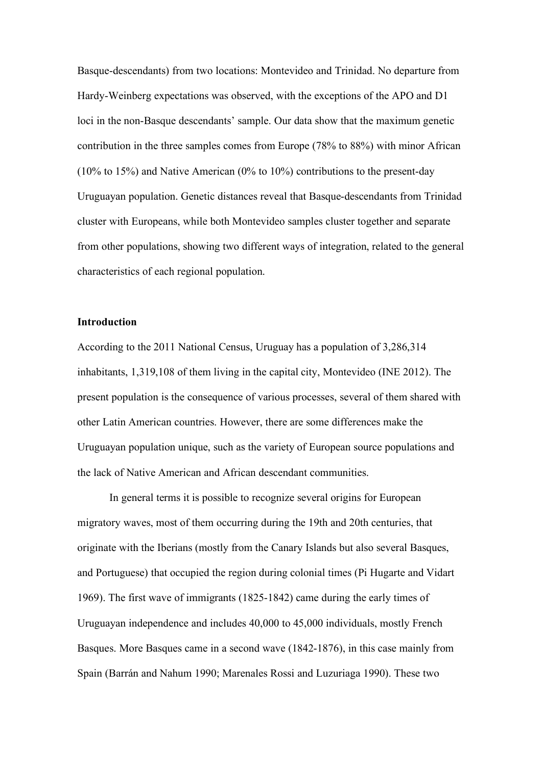Basque-descendants) from two locations: Montevideo and Trinidad. No departure from Hardy-Weinberg expectations was observed, with the exceptions of the APO and D1 loci in the non-Basque descendants' sample. Our data show that the maximum genetic contribution in the three samples comes from Europe (78% to 88%) with minor African (10% to 15%) and Native American (0% to 10%) contributions to the present-day Uruguayan population. Genetic distances reveal that Basque-descendants from Trinidad cluster with Europeans, while both Montevideo samples cluster together and separate from other populations, showing two different ways of integration, related to the general characteristics of each regional population.

**Introduction**

According to the 2011 National Census, Uruguay has a population of 3,286,314 inhabitants, 1,319,108 of them living in the capital city, Montevideo (INE 2012). The present population is the consequence of various processes, several of them shared with other Latin American countries. However, there are some differences make the Uruguayan population unique, such as the variety of European source populations and the lack of Native American and African descendant communities.

In general terms it is possible to recognize several origins for European migratory waves, most of them occurring during the 19th and 20th centuries, that originate with the Iberians (mostly from the Canary Islands but also several Basques, and Portuguese) that occupied the region during colonial times (Pi Hugarte and Vidart 1969). The first wave of immigrants (1825-1842) came during the early times of Uruguayan independence and includes 40,000 to 45,000 individuals, mostly French Basques. More Basques came in a second wave (1842-1876), in this case mainly from Spain (Barrán and Nahum 1990; Marenales Rossi and Luzuriaga 1990). These two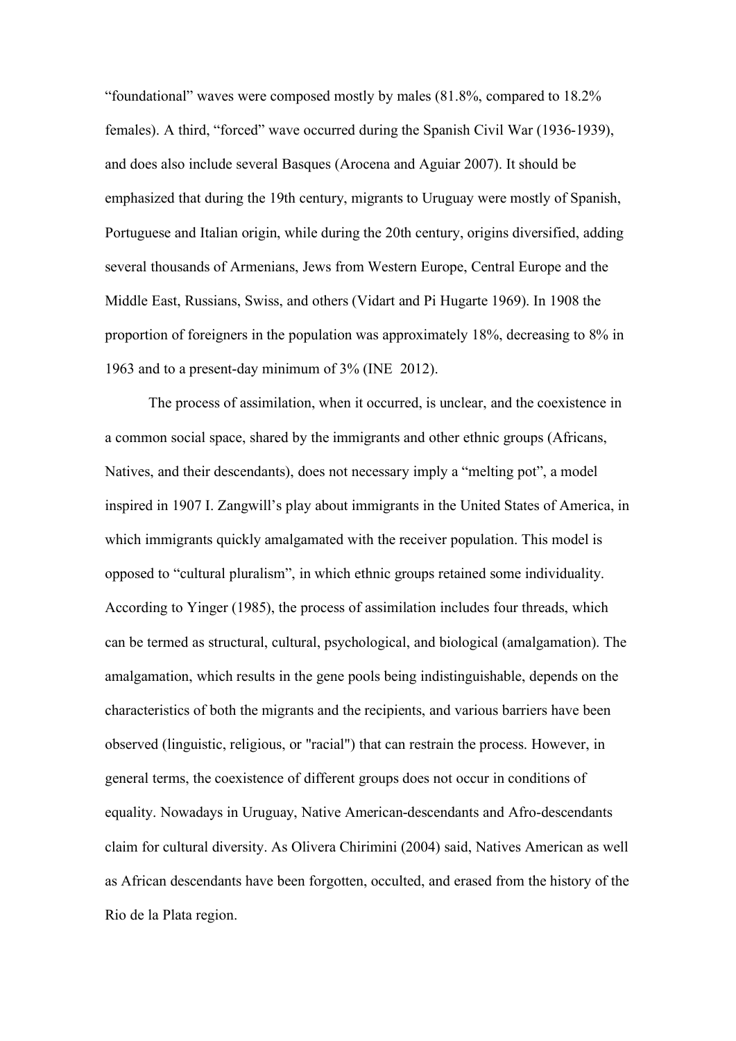"foundational" waves were composed mostly by males (81.8%, compared to 18.2% females). A third, "forced" wave occurred during the Spanish Civil War (1936-1939), and does also include several Basques (Arocena and Aguiar 2007). It should be emphasized that during the 19th century, migrants to Uruguay were mostly of Spanish, Portuguese and Italian origin, while during the 20th century, origins diversified, adding several thousands of Armenians, Jews from Western Europe, Central Europe and the Middle East, Russians, Swiss, and others (Vidart and Pi Hugarte 1969). In 1908 the proportion of foreigners in the population was approximately 18%, decreasing to 8% in 1963 and to a present-day minimum of 3% (INE 2012).

The process of assimilation, when it occurred, is unclear, and the coexistence in a common social space, shared by the immigrants and other ethnic groups (Africans, Natives, and their descendants), does not necessary imply a "melting pot", a model inspired in 1907 I. Zangwill's play about immigrants in the United States of America, in which immigrants quickly amalgamated with the receiver population. This model is opposed to "cultural pluralism", in which ethnic groups retained some individuality. According to Yinger (1985), the process of assimilation includes four threads, which can be termed as structural, cultural, psychological, and biological (amalgamation). The amalgamation, which results in the gene pools being indistinguishable, depends on the characteristics of both the migrants and the recipients, and various barriers have been observed (linguistic, religious, or "racial") that can restrain the process. However, in general terms, the coexistence of different groups does not occur in conditions of equality. Nowadays in Uruguay, Native American-descendants and Afro-descendants claim for cultural diversity. As Olivera Chirimini (2004) said, Natives American as well as African descendants have been forgotten, occulted, and erased from the history of the Rio de la Plata region.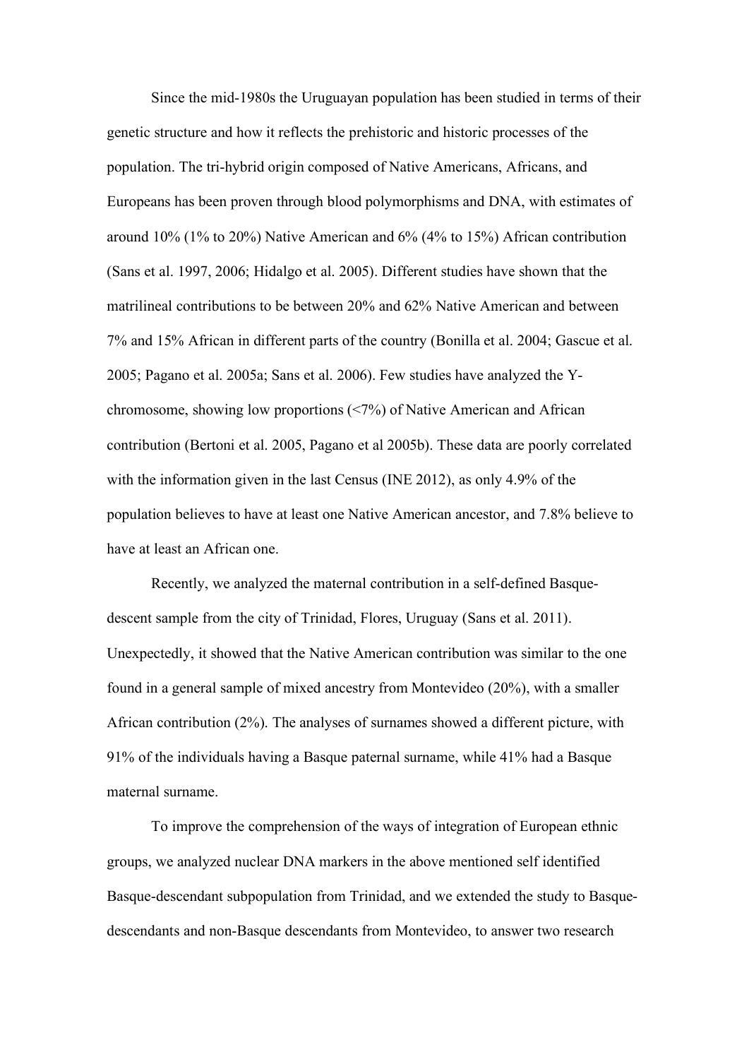Since the mid-1980s the Uruguayan population has been studied in terms of their genetic structure and how it reflects the prehistoric and historic processes of the population. The tri-hybrid origin composed of Native Americans, Africans, and Europeans has been proven through blood polymorphisms and DNA, with estimates of around 10% (1% to 20%) Native American and 6% (4% to 15%) African contribution (Sans et al. 1997, 2006; Hidalgo et al. 2005). Different studies have shown that the matrilineal contributions to be between 20% and 62% Native American and between 7% and 15% African in different parts of the country (Bonilla et al. 2004; Gascue et al. 2005; Pagano et al. 2005a; Sans et al. 2006). Few studies have analyzed the Y-chromosome, showing low proportions (<7%) of Native American and African contribution (Bertoni et al. 2005, Pagano et al 2005b). These data are poorly correlated with the information given in the last Census (INE 2012), as only 4.9% of the population believes to have at least one Native American ancestor, and 7.8% believe to have at least an African one.

Recently, we analyzed the maternal contribution in a self-defined Basque-descent sample from the city of Trinidad, Flores, Uruguay (Sans et al. 2011). Unexpectedly, it showed that the Native American contribution was similar to the one found in a general sample of mixed ancestry from Montevideo (20%), with a smaller African contribution (2%). The analyses of surnames showed a different picture, with 91% of the individuals having a Basque paternal surname, while 41% had a Basque maternal surname.

To improve the comprehension of the ways of integration of European ethnic groups, we analyzed nuclear DNA markers in the above mentioned self identified Basque-descendant subpopulation from Trinidad, and we extended the study to Basque-descendants and non-Basque descendants from Montevideo, to answer two research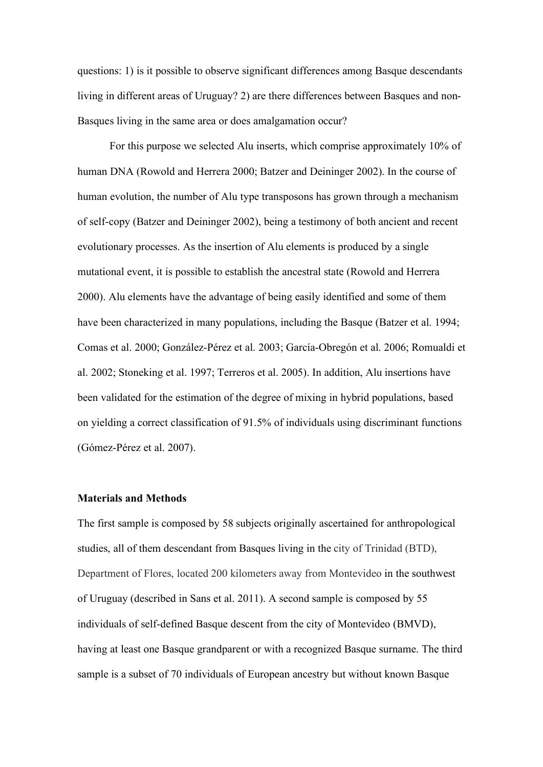questions: 1) is it possible to observe significant differences among Basque descendants living in different areas of Uruguay? 2) are there differences between Basques and non-Basques living in the same area or does amalgamation occur?

For this purpose we selected Alu inserts, which comprise approximately 10% of human DNA (Rowold and Herrera 2000; Batzer and Deininger 2002). In the course of human evolution, the number of Alu type transposons has grown through a mechanism of self-copy (Batzer and Deininger 2002), being a testimony of both ancient and recent evolutionary processes. As the insertion of Alu elements is produced by a single mutational event, it is possible to establish the ancestral state (Rowold and Herrera 2000). Alu elements have the advantage of being easily identified and some of them have been characterized in many populations, including the Basque (Batzer et al. 1994; Comas et al. 2000; González-Pérez et al. 2003; García-Obregón et al. 2006; Romualdi et al. 2002; Stoneking et al. 1997; Terreros et al. 2005). In addition, Alu insertions have been validated for the estimation of the degree of mixing in hybrid populations, based on yielding a correct classification of 91.5% of individuals using discriminant functions (Gómez-Pérez et al. 2007).

## Materials and Methods

The first sample is composed by 58 subjects originally ascertained for anthropological studies, all of them descendant from Basques living in the city of Trinidad (BTD), Department of Flores, located 200 kilometers away from Montevideo in the southwest of Uruguay (described in Sans et al. 2011). A second sample is composed by 55 individuals of self-defined Basque descent from the city of Montevideo (BMVD), having at least one Basque grandparent or with a recognized Basque surname. The third sample is a subset of 70 individuals of European ancestry but without known Basque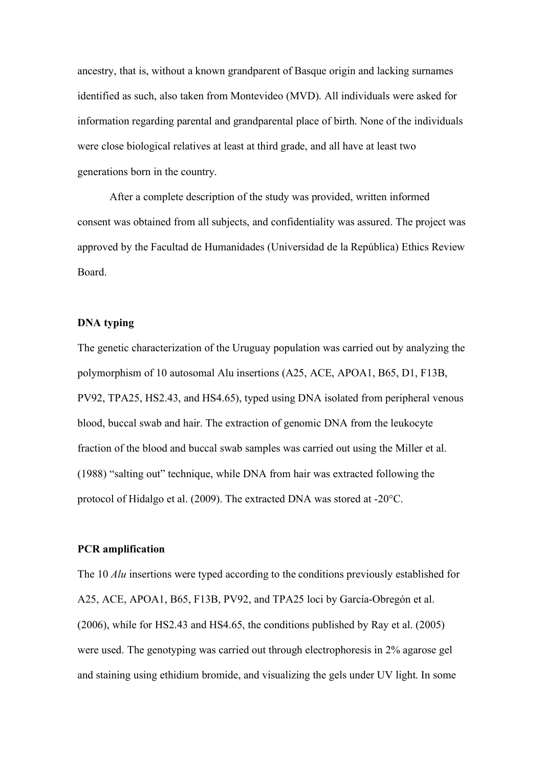ancestry, that is, without a known grandparent of Basque origin and lacking surnames identified as such, also taken from Montevideo (MVD). All individuals were asked for information regarding parental and grandparental place of birth. None of the individuals were close biological relatives at least at third grade, and all have at least two generations born in the country.

After a complete description of the study was provided, written informed consent was obtained from all subjects, and confidentiality was assured. The project was approved by the Facultad de Humanidades (Universidad de la República) Ethics Review Board.

**DNA typing**

The genetic characterization of the Uruguay population was carried out by analyzing the polymorphism of 10 autosomal Alu insertions (A25, ACE, APOA1, B65, D1, F13B, PV92, TPA25, HS2.43, and HS4.65), typed using DNA isolated from peripheral venous blood, buccal swab and hair. The extraction of genomic DNA from the leukocyte fraction of the blood and buccal swab samples was carried out using the Miller et al. (1988) "salting out" technique, while DNA from hair was extracted following the protocol of Hidalgo et al. (2009). The extracted DNA was stored at -20°C.

**PCR amplification**

The 10 *Alu* insertions were typed according to the conditions previously established for A25, ACE, APOA1, B65, F13B, PV92, and TPA25 loci by García-Obregón et al. (2006), while for HS2.43 and HS4.65, the conditions published by Ray et al. (2005) were used. The genotyping was carried out through electrophoresis in 2% agarose gel and staining using ethidium bromide, and visualizing the gels under UV light. In some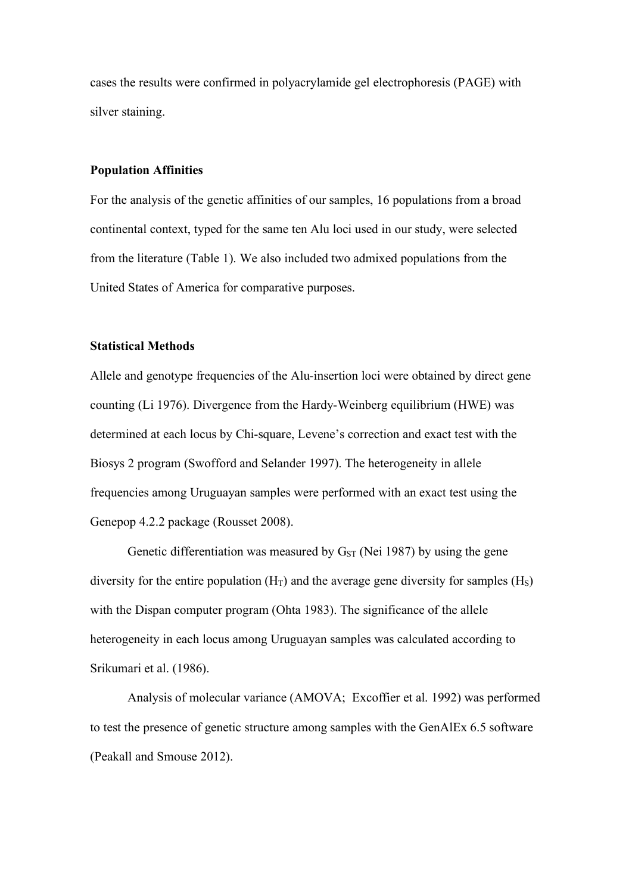cases the results were confirmed in polyacrylamide gel electrophoresis (PAGE) with silver staining.

**Population Affinities**

For the analysis of the genetic affinities of our samples, 16 populations from a broad continental context, typed for the same ten Alu loci used in our study, were selected from the literature (Table 1). We also included two admixed populations from the United States of America for comparative purposes.

**Statistical Methods**

Allele and genotype frequencies of the Alu-insertion loci were obtained by direct gene counting (Li 1976). Divergence from the Hardy-Weinberg equilibrium (HWE) was determined at each locus by Chi-square, Levene's correction and exact test with the Biosys 2 program (Swofford and Selander 1997). The heterogeneity in allele frequencies among Uruguayan samples were performed with an exact test using the Genepop 4.2.2 package (Rousset 2008).

Genetic differentiation was measured by $G_{ST}$ (Nei 1987) by using the gene diversity for the entire population ($H_T$) and the average gene diversity for samples ($H_S$) with the Dispan computer program (Ohta 1983). The significance of the allele heterogeneity in each locus among Uruguayan samples was calculated according to Srikumari et al. (1986).

Analysis of molecular variance (AMOVA; Excoffier et al. 1992) was performed to test the presence of genetic structure among samples with the GenAlEx 6.5 software (Peakall and Smouse 2012).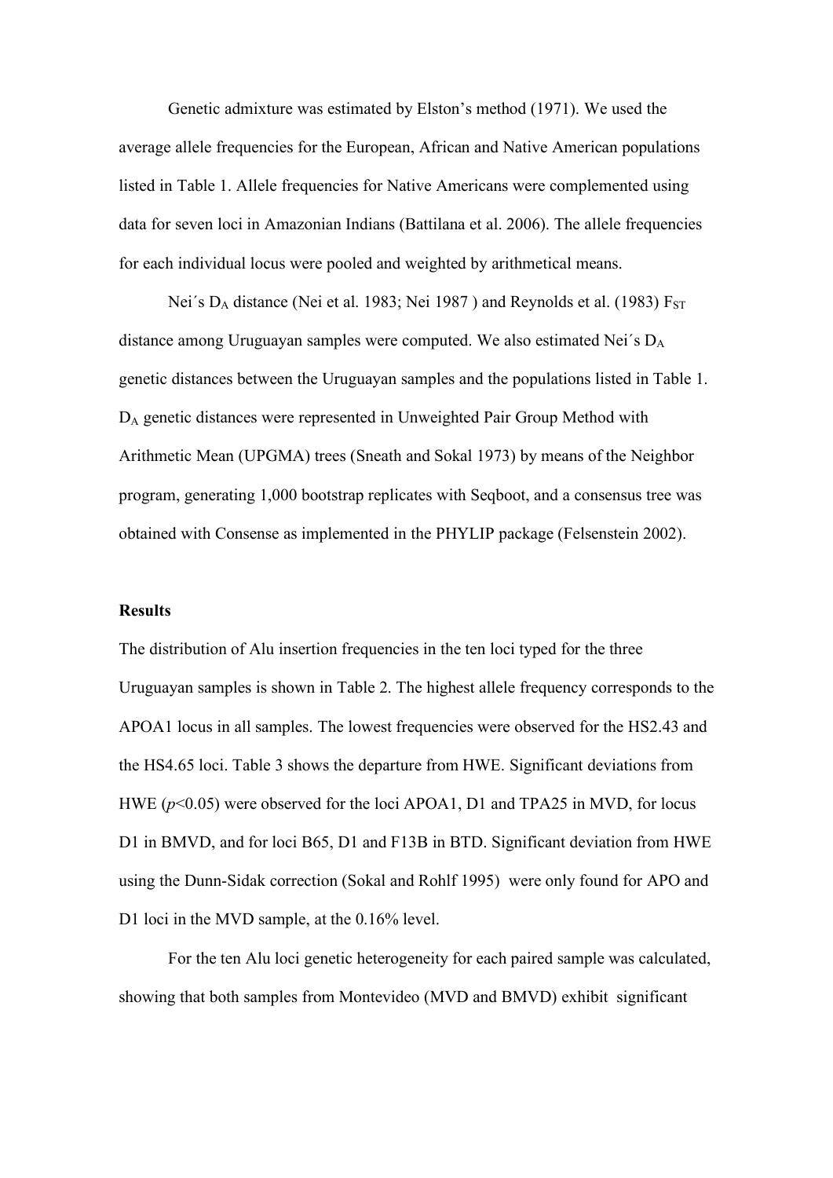Genetic admixture was estimated by Elston's method (1971). We used the average allele frequencies for the European, African and Native American populations listed in Table 1. Allele frequencies for Native Americans were complemented using data for seven loci in Amazonian Indians (Battilana et al. 2006). The allele frequencies for each individual locus were pooled and weighted by arithmetical means.

Nei´s $D_A$ distance (Nei et al. 1983; Nei 1987 ) and Reynolds et al. (1983) $F_{ST}$ distance among Uruguayan samples were computed. We also estimated Nei´s $D_A$ genetic distances between the Uruguayan samples and the populations listed in Table 1. $D_A$ genetic distances were represented in Unweighted Pair Group Method with Arithmetic Mean (UPGMA) trees (Sneath and Sokal 1973) by means of the Neighbor program, generating 1,000 bootstrap replicates with Seqboot, and a consensus tree was obtained with Consense as implemented in the PHYLIP package (Felsenstein 2002).

**Results**

The distribution of Alu insertion frequencies in the ten loci typed for the three Uruguayan samples is shown in Table 2. The highest allele frequency corresponds to the APOA1 locus in all samples. The lowest frequencies were observed for the HS2.43 and the HS4.65 loci. Table 3 shows the departure from HWE. Significant deviations from HWE ($p$<0.05) were observed for the loci APOA1, D1 and TPA25 in MVD, for locus D1 in BMVD, and for loci B65, D1 and F13B in BTD. Significant deviation from HWE using the Dunn-Sidak correction (Sokal and Rohlf 1995) were only found for APO and D1 loci in the MVD sample, at the 0.16% level.

For the ten Alu loci genetic heterogeneity for each paired sample was calculated, showing that both samples from Montevideo (MVD and BMVD) exhibit significant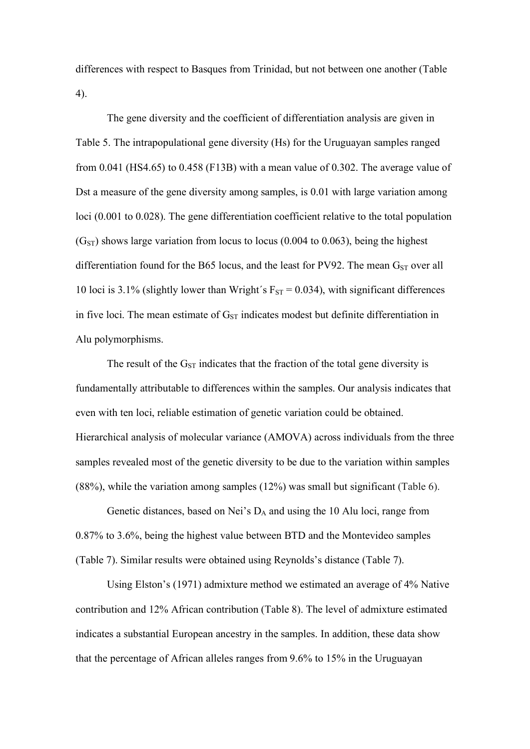differences with respect to Basques from Trinidad, but not between one another (Table 4).

The gene diversity and the coefficient of differentiation analysis are given in Table 5. The intrapopulational gene diversity (Hs) for the Uruguayan samples ranged from 0.041 (HS4.65) to 0.458 (F13B) with a mean value of 0.302. The average value of Dst a measure of the gene diversity among samples, is 0.01 with large variation among loci (0.001 to 0.028). The gene differentiation coefficient relative to the total population ($G_{ST}$) shows large variation from locus to locus (0.004 to 0.063), being the highest differentiation found for the B65 locus, and the least for PV92. The mean $G_{ST}$ over all 10 loci is 3.1% (slightly lower than Wright´s $F_{ST} = 0.034$), with significant differences in five loci. The mean estimate of $G_{ST}$ indicates modest but definite differentiation in Alu polymorphisms.

The result of the $G_{ST}$ indicates that the fraction of the total gene diversity is fundamentally attributable to differences within the samples. Our analysis indicates that even with ten loci, reliable estimation of genetic variation could be obtained. Hierarchical analysis of molecular variance (AMOVA) across individuals from the three samples revealed most of the genetic diversity to be due to the variation within samples (88%), while the variation among samples (12%) was small but significant (Table 6).

Genetic distances, based on Nei's $D_A$ and using the 10 Alu loci, range from 0.87% to 3.6%, being the highest value between BTD and the Montevideo samples (Table 7). Similar results were obtained using Reynolds's distance (Table 7).

Using Elston's (1971) admixture method we estimated an average of 4% Native contribution and 12% African contribution (Table 8). The level of admixture estimated indicates a substantial European ancestry in the samples. In addition, these data show that the percentage of African alleles ranges from 9.6% to 15% in the Uruguayan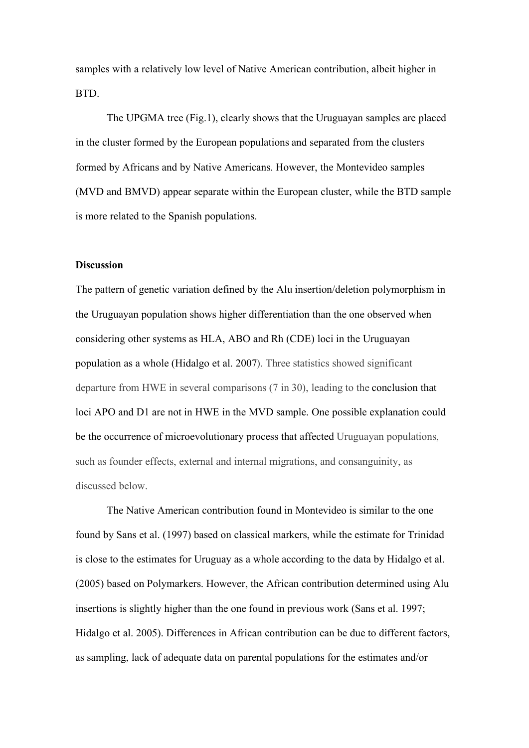samples with a relatively low level of Native American contribution, albeit higher in BTD.

The UPGMA tree (Fig.1), clearly shows that the Uruguayan samples are placed in the cluster formed by the European populations and separated from the clusters formed by Africans and by Native Americans. However, the Montevideo samples (MVD and BMVD) appear separate within the European cluster, while the BTD sample is more related to the Spanish populations.

**Discussion**

The pattern of genetic variation defined by the Alu insertion/deletion polymorphism in the Uruguayan population shows higher differentiation than the one observed when considering other systems as HLA, ABO and Rh (CDE) loci in the Uruguayan population as a whole (Hidalgo et al. 2007). Three statistics showed significant departure from HWE in several comparisons (7 in 30), leading to the conclusion that loci APO and D1 are not in HWE in the MVD sample. One possible explanation could be the occurrence of microevolutionary process that affected Uruguayan populations, such as founder effects, external and internal migrations, and consanguinity, as discussed below.

The Native American contribution found in Montevideo is similar to the one found by Sans et al. (1997) based on classical markers, while the estimate for Trinidad is close to the estimates for Uruguay as a whole according to the data by Hidalgo et al. (2005) based on Polymarkers. However, the African contribution determined using Alu insertions is slightly higher than the one found in previous work (Sans et al. 1997; Hidalgo et al. 2005). Differences in African contribution can be due to different factors, as sampling, lack of adequate data on parental populations for the estimates and/or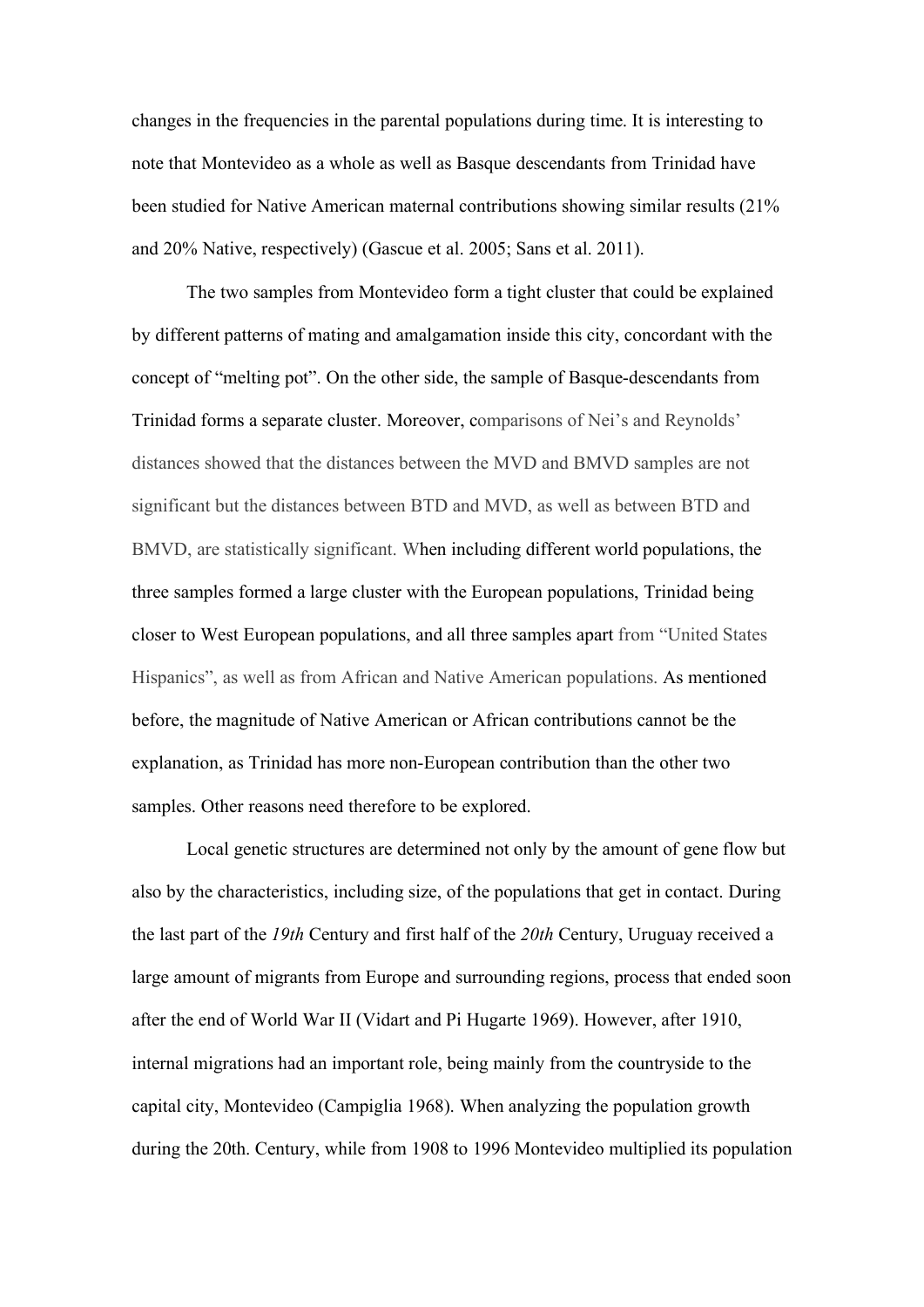changes in the frequencies in the parental populations during time. It is interesting to note that Montevideo as a whole as well as Basque descendants from Trinidad have been studied for Native American maternal contributions showing similar results (21% and 20% Native, respectively) (Gascue et al. 2005; Sans et al. 2011).

The two samples from Montevideo form a tight cluster that could be explained by different patterns of mating and amalgamation inside this city, concordant with the concept of "melting pot". On the other side, the sample of Basque-descendants from Trinidad forms a separate cluster. Moreover, comparisons of Nei's and Reynolds' distances showed that the distances between the MVD and BMVD samples are not significant but the distances between BTD and MVD, as well as between BTD and BMVD, are statistically significant. When including different world populations, the three samples formed a large cluster with the European populations, Trinidad being closer to West European populations, and all three samples apart from "United States Hispanics", as well as from African and Native American populations. As mentioned before, the magnitude of Native American or African contributions cannot be the explanation, as Trinidad has more non-European contribution than the other two samples. Other reasons need therefore to be explored.

Local genetic structures are determined not only by the amount of gene flow but also by the characteristics, including size, of the populations that get in contact. During the last part of the *19th* Century and first half of the *20th* Century, Uruguay received a large amount of migrants from Europe and surrounding regions, process that ended soon after the end of World War II (Vidart and Pi Hugarte 1969). However, after 1910, internal migrations had an important role, being mainly from the countryside to the capital city, Montevideo (Campiglia 1968). When analyzing the population growth during the 20th. Century, while from 1908 to 1996 Montevideo multiplied its population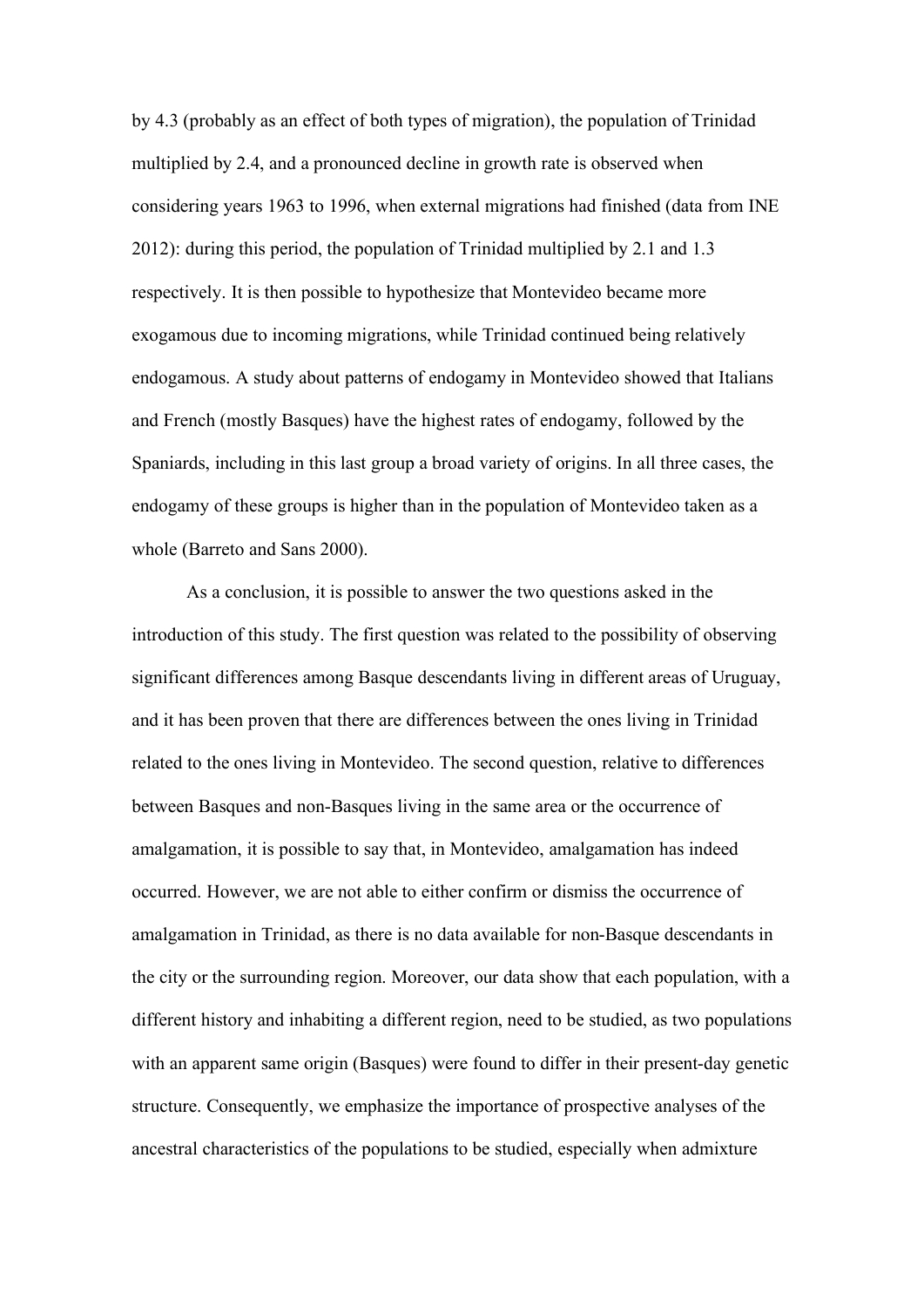by 4.3 (probably as an effect of both types of migration), the population of Trinidad multiplied by 2.4, and a pronounced decline in growth rate is observed when considering years 1963 to 1996, when external migrations had finished (data from INE 2012): during this period, the population of Trinidad multiplied by 2.1 and 1.3 respectively. It is then possible to hypothesize that Montevideo became more exogamous due to incoming migrations, while Trinidad continued being relatively endogamous. A study about patterns of endogamy in Montevideo showed that Italians and French (mostly Basques) have the highest rates of endogamy, followed by the Spaniards, including in this last group a broad variety of origins. In all three cases, the endogamy of these groups is higher than in the population of Montevideo taken as a whole (Barreto and Sans 2000).

As a conclusion, it is possible to answer the two questions asked in the introduction of this study. The first question was related to the possibility of observing significant differences among Basque descendants living in different areas of Uruguay, and it has been proven that there are differences between the ones living in Trinidad related to the ones living in Montevideo. The second question, relative to differences between Basques and non-Basques living in the same area or the occurrence of amalgamation, it is possible to say that, in Montevideo, amalgamation has indeed occurred. However, we are not able to either confirm or dismiss the occurrence of amalgamation in Trinidad, as there is no data available for non-Basque descendants in the city or the surrounding region. Moreover, our data show that each population, with a different history and inhabiting a different region, need to be studied, as two populations with an apparent same origin (Basques) were found to differ in their present-day genetic structure. Consequently, we emphasize the importance of prospective analyses of the ancestral characteristics of the populations to be studied, especially when admixture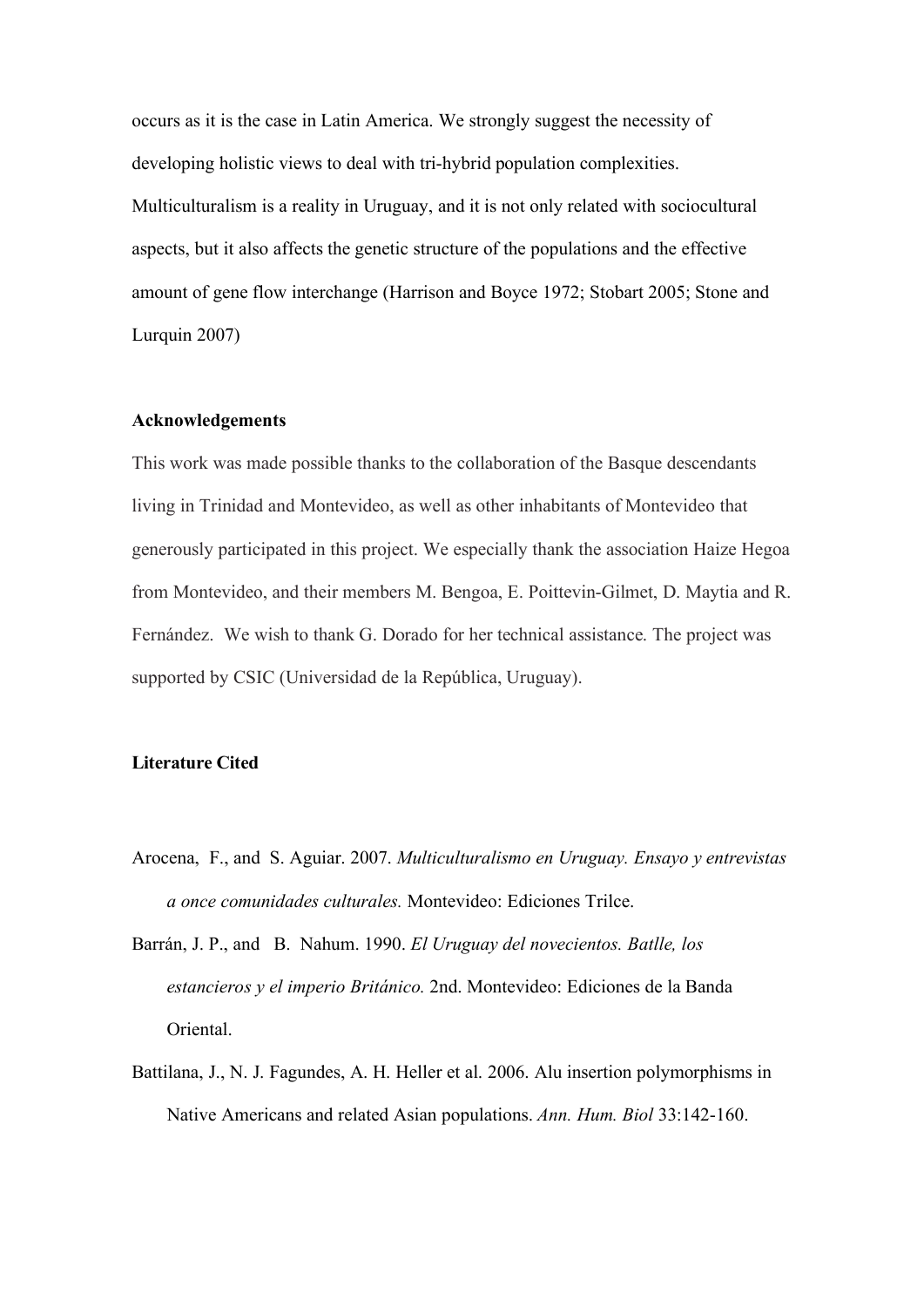occurs as it is the case in Latin America. We strongly suggest the necessity of developing holistic views to deal with tri-hybrid population complexities. Multiculturalism is a reality in Uruguay, and it is not only related with sociocultural aspects, but it also affects the genetic structure of the populations and the effective amount of gene flow interchange (Harrison and Boyce 1972; Stobart 2005; Stone and Lurquin 2007)

## Acknowledgements

This work was made possible thanks to the collaboration of the Basque descendants living in Trinidad and Montevideo, as well as other inhabitants of Montevideo that generously participated in this project. We especially thank the association Haize Hegoa from Montevideo, and their members M. Bengoa, E. Poittevin-Gilmet, D. Maytia and R. Fernández. We wish to thank G. Dorado for her technical assistance. The project was supported by CSIC (Universidad de la República, Uruguay).

## Literature Cited

Arocena, F., and S. Aguiar. 2007. *Multiculturalismo en Uruguay. Ensayo y entrevistas a once comunidades culturales.* Montevideo: Ediciones Trilce.

Barrán, J. P., and B. Nahum. 1990. *El Uruguay del novecientos. Batlle, los estancieros y el imperio Británico.* 2nd. Montevideo: Ediciones de la Banda Oriental.

Battilana, J., N. J. Fagundes, A. H. Heller et al. 2006. Alu insertion polymorphisms in Native Americans and related Asian populations. *Ann. Hum. Biol* 33:142-160.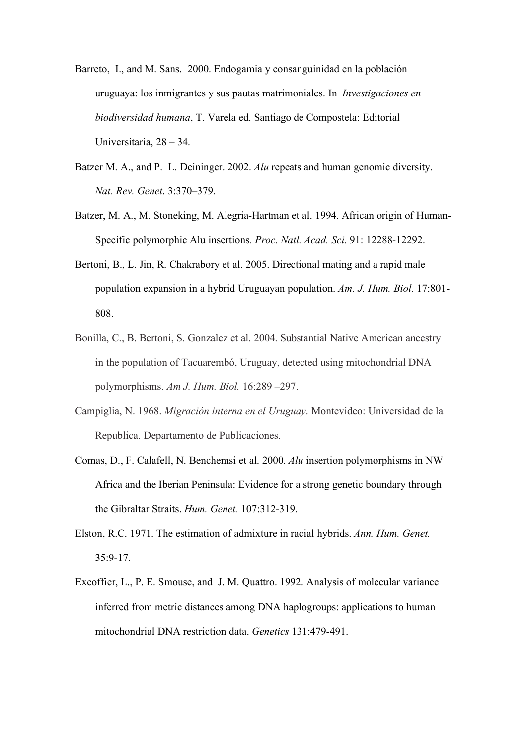Barreto, I., and M. Sans. 2000. Endogamia y consanguinidad en la población uruguaya: los inmigrantes y sus pautas matrimoniales. In *Investigaciones en biodiversidad humana*, T. Varela ed. Santiago de Compostela: Editorial Universitaria, 28 – 34.

Batzer M. A., and P. L. Deininger. 2002. *Alu* repeats and human genomic diversity. *Nat. Rev. Genet*. 3:370–379.

Batzer, M. A., M. Stoneking, M. Alegria-Hartman et al. 1994. African origin of Human-Specific polymorphic Alu insertions*. Proc. Natl. Acad. Sci.* 91: 12288-12292.

Bertoni, B., L. Jin, R. Chakrabory et al. 2005. Directional mating and a rapid male population expansion in a hybrid Uruguayan population. *Am. J. Hum. Biol.* 17:801-808.

Bonilla, C., B. Bertoni, S. Gonzalez et al. 2004. Substantial Native American ancestry in the population of Tacuarembó, Uruguay, detected using mitochondrial DNA polymorphisms. *Am J. Hum. Biol.* 16:289 –297.

Campiglia, N. 1968. *Migración interna en el Uruguay*. Montevideo: Universidad de la Republica. Departamento de Publicaciones.

Comas, D., F. Calafell, N. Benchemsi et al. 2000. *Alu* insertion polymorphisms in NW Africa and the Iberian Peninsula: Evidence for a strong genetic boundary through the Gibraltar Straits. *Hum. Genet.* 107:312-319.

Elston, R.C. 1971. The estimation of admixture in racial hybrids. *Ann. Hum. Genet.* 35:9-17.

Excoffier, L., P. E. Smouse, and J. M. Quattro. 1992. Analysis of molecular variance inferred from metric distances among DNA haplogroups: applications to human mitochondrial DNA restriction data. *Genetics* 131:479-491.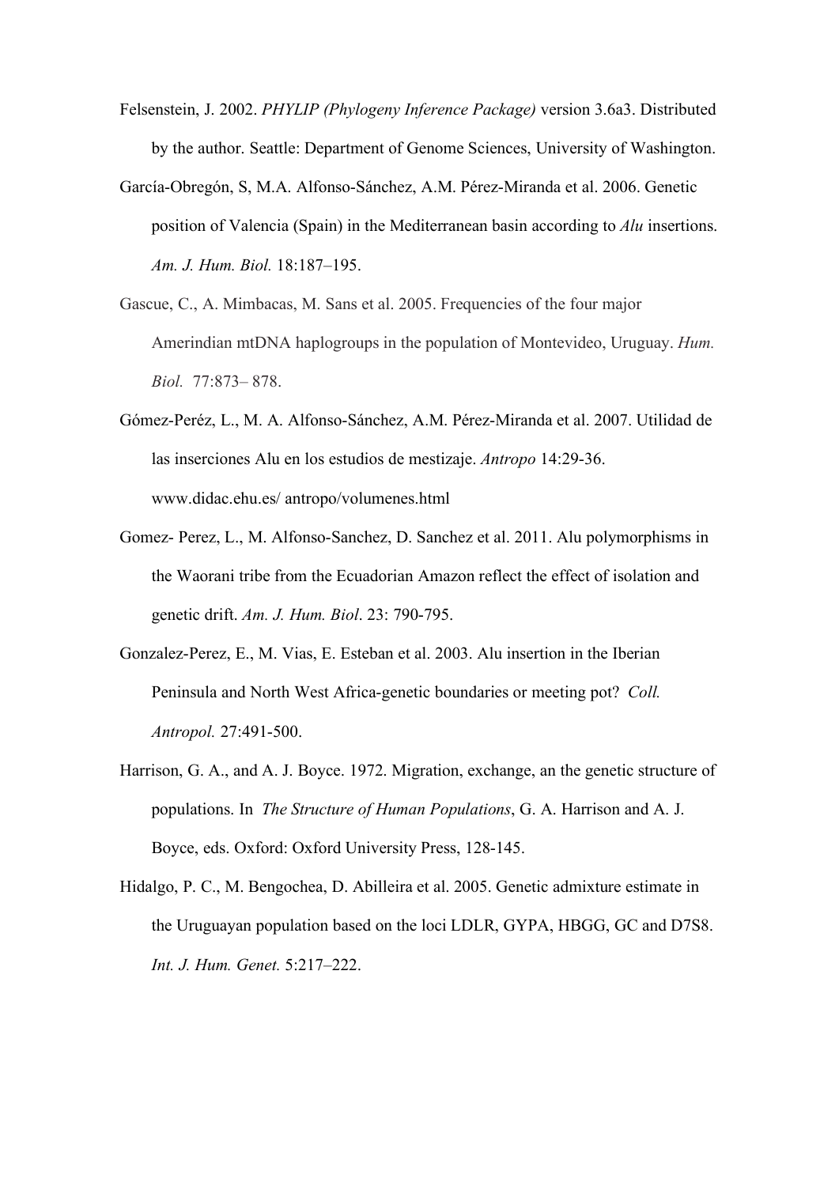Felsenstein, J. 2002. *PHYLIP (Phylogeny Inference Package)* version 3.6a3. Distributed by the author. Seattle: Department of Genome Sciences, University of Washington.

García-Obregón, S, M.A. Alfonso-Sánchez, A.M. Pérez-Miranda et al. 2006. Genetic position of Valencia (Spain) in the Mediterranean basin according to *Alu* insertions. *Am. J. Hum. Biol.* 18:187–195.

Gascue, C., A. Mimbacas, M. Sans et al. 2005. Frequencies of the four major Amerindian mtDNA haplogroups in the population of Montevideo, Uruguay. *Hum. Biol.* 77:873– 878.

Gómez-Peréz, L., M. A. Alfonso-Sánchez, A.M. Pérez-Miranda et al. 2007. Utilidad de las inserciones Alu en los estudios de mestizaje. *Antropo* 14:29-36. www.didac.ehu.es/ antropo/volumenes.html

Gomez- Perez, L., M. Alfonso-Sanchez, D. Sanchez et al. 2011. Alu polymorphisms in the Waorani tribe from the Ecuadorian Amazon reflect the effect of isolation and genetic drift. *Am. J. Hum. Biol*. 23: 790-795.

Gonzalez-Perez, E., M. Vias, E. Esteban et al. 2003. Alu insertion in the Iberian Peninsula and North West Africa-genetic boundaries or meeting pot? *Coll. Antropol.* 27:491-500.

Harrison, G. A., and A. J. Boyce. 1972. Migration, exchange, an the genetic structure of populations. In *The Structure of Human Populations*, G. A. Harrison and A. J. Boyce, eds. Oxford: Oxford University Press, 128-145.

Hidalgo, P. C., M. Bengochea, D. Abilleira et al. 2005. Genetic admixture estimate in the Uruguayan population based on the loci LDLR, GYPA, HBGG, GC and D7S8. *Int. J. Hum. Genet.* 5:217–222.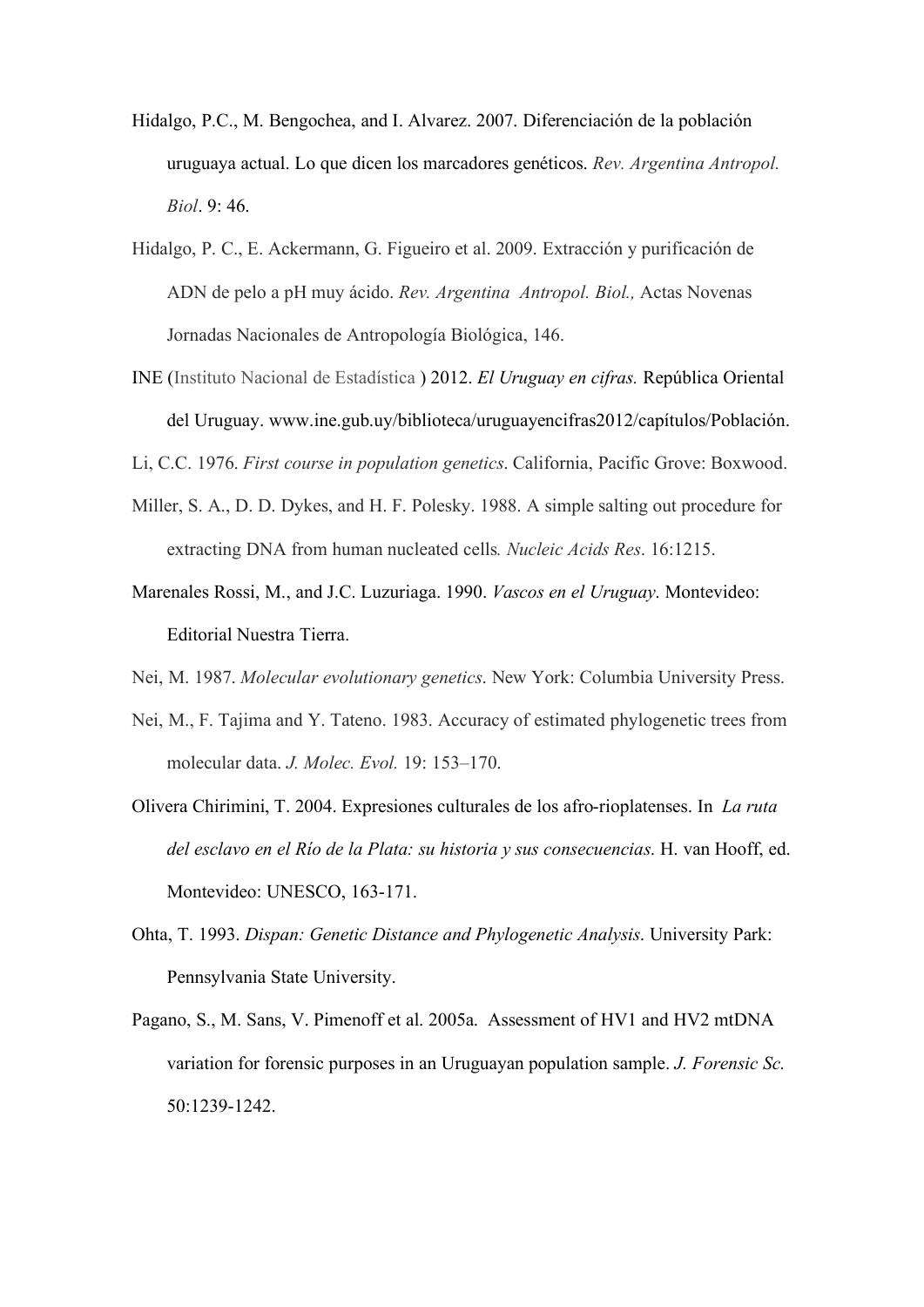Hidalgo, P.C., M. Bengochea, and I. Alvarez. 2007. Diferenciación de la población uruguaya actual. Lo que dicen los marcadores genéticos. *Rev. Argentina Antropol. Biol*. 9: 46.

Hidalgo, P. C., E. Ackermann, G. Figueiro et al. 2009. Extracción y purificación de ADN de pelo a pH muy ácido. *Rev. Argentina Antropol. Biol.,* Actas Novenas Jornadas Nacionales de Antropología Biológica, 146.

INE (Instituto Nacional de Estadística ) 2012. *El Uruguay en cifras.* República Oriental del Uruguay. www.ine.gub.uy/biblioteca/uruguayencifras2012/capítulos/Población.

Li, C.C. 1976. *First course in population genetics*. California, Pacific Grove: Boxwood.

Miller, S. A., D. D. Dykes, and H. F. Polesky. 1988. A simple salting out procedure for extracting DNA from human nucleated cells*. Nucleic Acids Res*. 16:1215.

Marenales Rossi, M., and J.C. Luzuriaga. 1990. *Vascos en el Uruguay*. Montevideo: Editorial Nuestra Tierra.

Nei, M. 1987. *Molecular evolutionary genetics*. New York: Columbia University Press.

Nei, M., F. Tajima and Y. Tateno. 1983. Accuracy of estimated phylogenetic trees from molecular data. *J. Molec. Evol.* 19: 153–170.

Olivera Chirimini, T. 2004. Expresiones culturales de los afro-rioplatenses. In *La ruta del esclavo en el Río de la Plata: su historia y sus consecuencias*. H. van Hooff, ed. Montevideo: UNESCO, 163-171.

Ohta, T. 1993. *Dispan: Genetic Distance and Phylogenetic Analysis*. University Park: Pennsylvania State University.

Pagano, S., M. Sans, V. Pimenoff et al. 2005a. Assessment of HV1 and HV2 mtDNA variation for forensic purposes in an Uruguayan population sample. *J. Forensic Sc.* 50:1239-1242.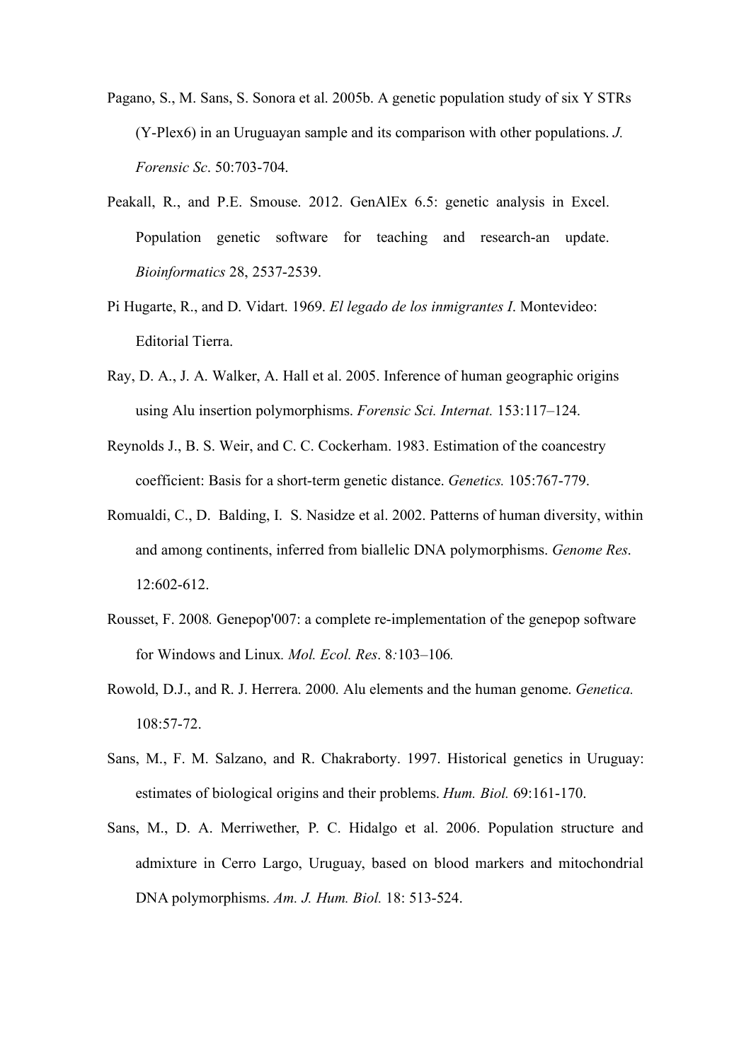Pagano, S., M. Sans, S. Sonora et al. 2005b. A genetic population study of six Y STRs (Y-Plex6) in an Uruguayan sample and its comparison with other populations. *J. Forensic Sc*. 50:703-704.

Peakall, R., and P.E. Smouse. 2012. GenAlEx 6.5: genetic analysis in Excel. Population genetic software for teaching and research-an update. *Bioinformatics* 28, 2537-2539.

Pi Hugarte, R., and D. Vidart. 1969. *El legado de los inmigrantes I*. Montevideo: Editorial Tierra.

Ray, D. A., J. A. Walker, A. Hall et al. 2005. Inference of human geographic origins using Alu insertion polymorphisms. *Forensic Sci. Internat.* 153:117–124.

Reynolds J., B. S. Weir, and C. C. Cockerham. 1983. Estimation of the coancestry coefficient: Basis for a short-term genetic distance. *Genetics.* 105:767-779.

Romualdi, C., D. Balding, I. S. Nasidze et al. 2002. Patterns of human diversity, within and among continents, inferred from biallelic DNA polymorphisms. *Genome Res.* 12:602-612.

Rousset, F. 2008. Genepop'007: a complete re-implementation of the genepop software for Windows and Linux. *Mol. Ecol. Res*. 8:103–106.

Rowold, D.J., and R. J. Herrera. 2000. Alu elements and the human genome. *Genetica.* 108:57-72.

Sans, M., F. M. Salzano, and R. Chakraborty. 1997. Historical genetics in Uruguay: estimates of biological origins and their problems. *Hum. Biol.* 69:161-170.

Sans, M., D. A. Merriwether, P. C. Hidalgo et al. 2006. Population structure and admixture in Cerro Largo, Uruguay, based on blood markers and mitochondrial DNA polymorphisms. *Am. J. Hum. Biol.* 18: 513-524.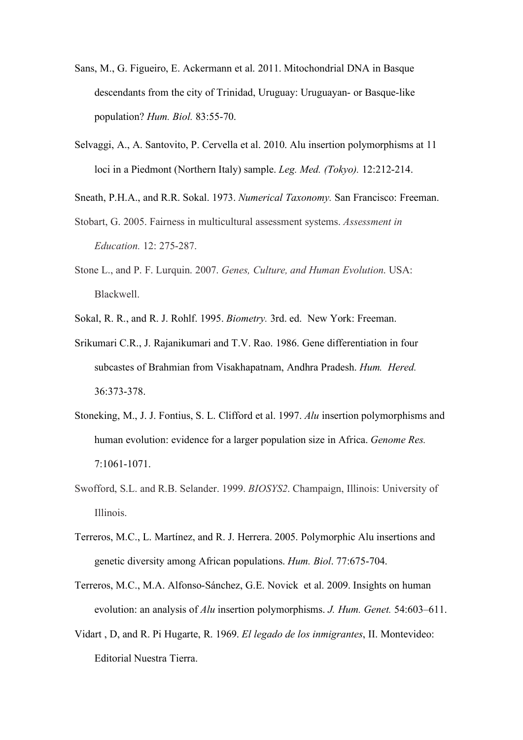Sans, M., G. Figueiro, E. Ackermann et al. 2011. Mitochondrial DNA in Basque descendants from the city of Trinidad, Uruguay: Uruguayan- or Basque-like population? *Hum. Biol.* 83:55-70.

Selvaggi, A., A. Santovito, P. Cervella et al. 2010. Alu insertion polymorphisms at 11 loci in a Piedmont (Northern Italy) sample. *Leg. Med. (Tokyo).* 12:212-214.

Sneath, P.H.A., and R.R. Sokal. 1973. *Numerical Taxonomy.* San Francisco: Freeman.

Stobart, G. 2005. Fairness in multicultural assessment systems. *Assessment in Education.* 12: 275-287.

Stone L., and P. F. Lurquin. 2007. *Genes, Culture, and Human Evolution.* USA: Blackwell.

Sokal, R. R., and R. J. Rohlf. 1995. *Biometry.* 3rd. ed. New York: Freeman.

Srikumari C.R., J. Rajanikumari and T.V. Rao. 1986. Gene differentiation in four subcastes of Brahmian from Visakhapatnam, Andhra Pradesh. *Hum. Hered.* 36:373-378.

Stoneking, M., J. J. Fontius, S. L. Clifford et al. 1997. *Alu* insertion polymorphisms and human evolution: evidence for a larger population size in Africa. *Genome Res.* 7:1061-1071.

Swofford, S.L. and R.B. Selander. 1999. *BIOSYS2*. Champaign, Illinois: University of Illinois.

Terreros, M.C., L. Martínez, and R. J. Herrera. 2005. Polymorphic Alu insertions and genetic diversity among African populations. *Hum. Biol*. 77:675-704.

Terreros, M.C., M.A. Alfonso-Sánchez, G.E. Novick et al. 2009. Insights on human evolution: an analysis of *Alu* insertion polymorphisms. *J. Hum. Genet.* 54:603–611.

Vidart , D, and R. Pi Hugarte, R. 1969. *El legado de los inmigrantes*, II. Montevideo: Editorial Nuestra Tierra.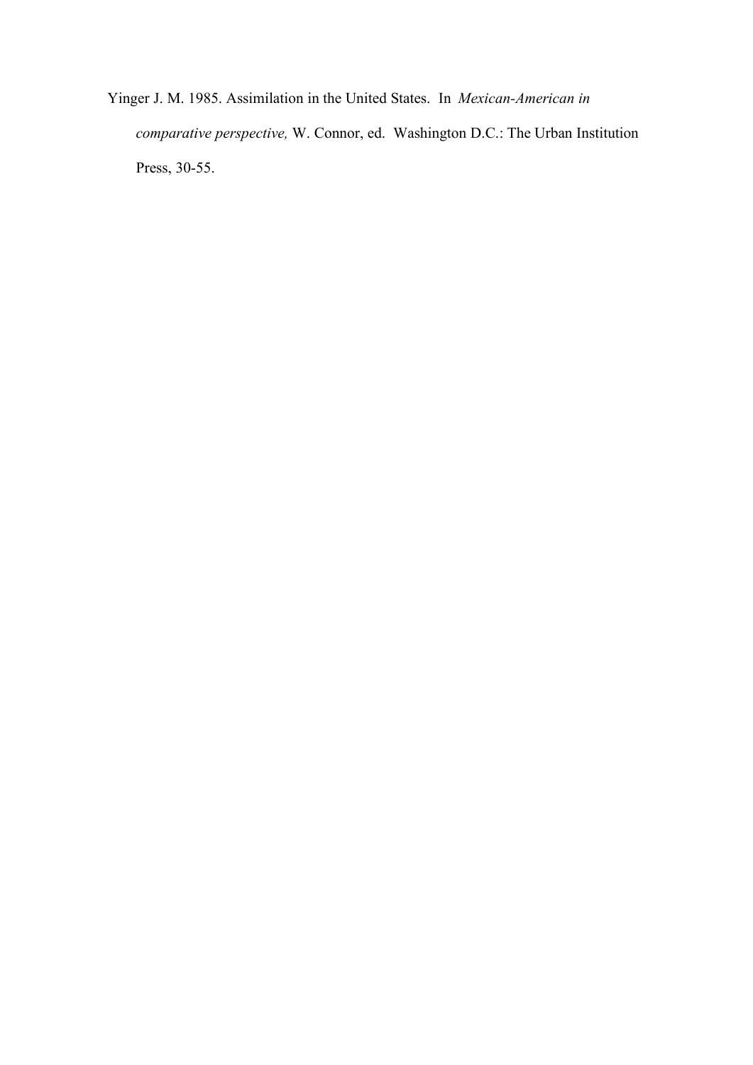Yinger J. M. 1985. Assimilation in the United States. In *Mexican-American in comparative perspective,* W. Connor, ed. Washington D.C.: The Urban Institution Press, 30-55.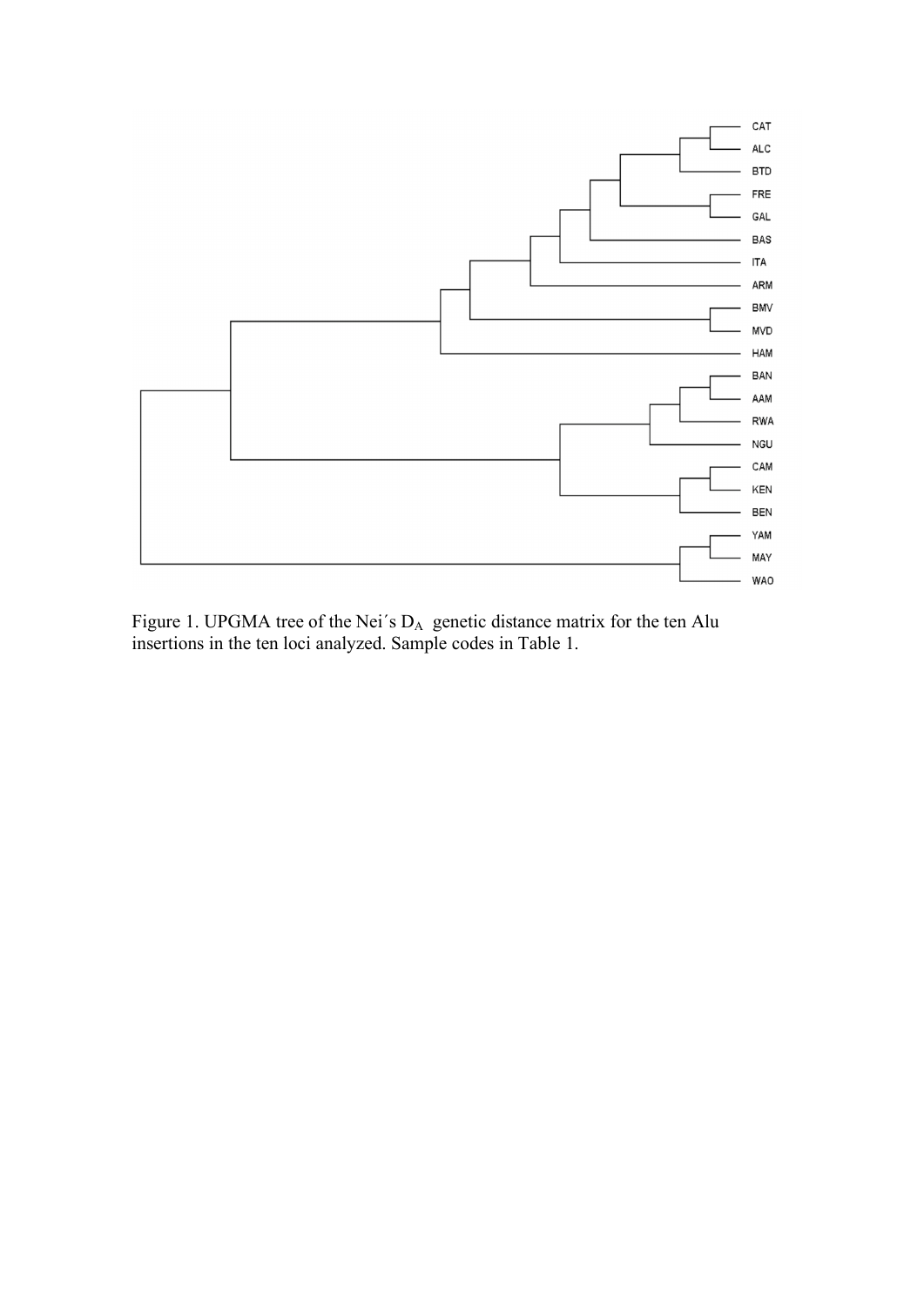CAT

ALC

BTD

FRE

GAL

BAS

ITA

ARM

BMV

MVD

HAM

BAN

AAM

RWA

NGU

CAM

KEN

BEN

YAM

MAY

WAO

Figure 1. UPGMA tree of the Nei´s $D_A$ genetic distance matrix for the ten Alu insertions in the ten loci analyzed. Sample codes in Table 1.